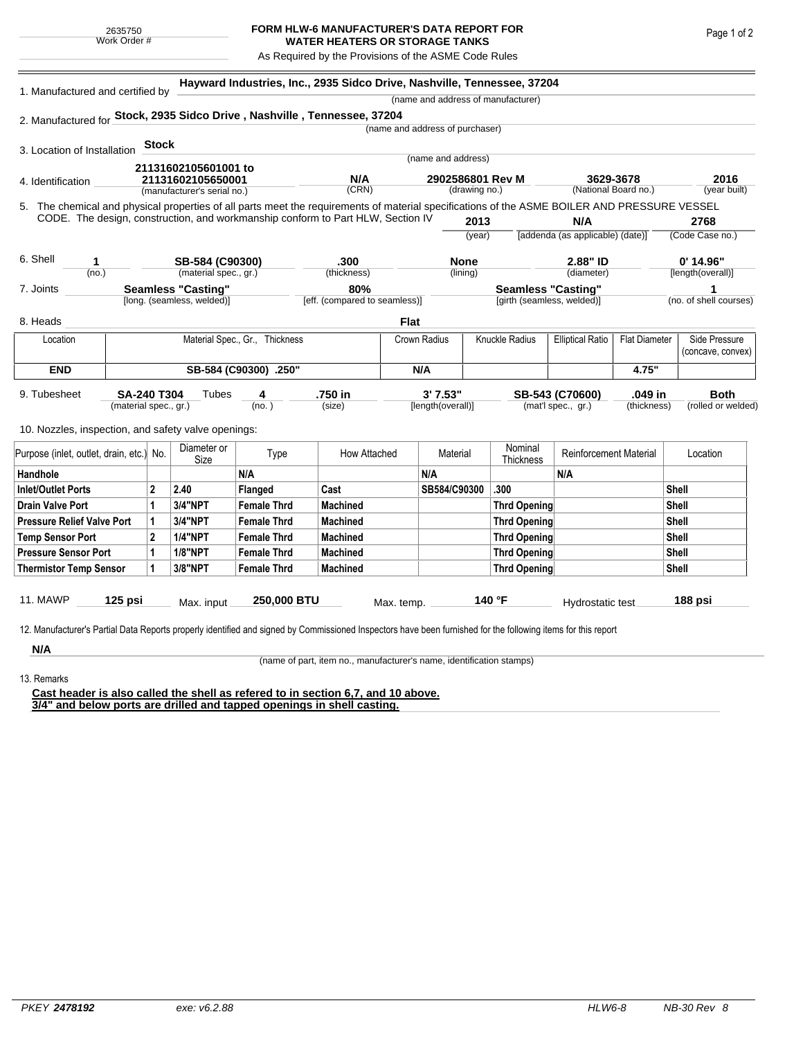2635750
Work Order #

# FORM HLW-6 MANUFACTURER'S DATA REPORT FOR WATER HEATERS OR STORAGE TANKS

As Required by the Provisions of the ASME Code Rules

1. Manufactured and certified by **Hayward Industries, Inc., 2935 Sidco Drive, Nashville, Tennessee, 37204**
(name and address of manufacturer)

2. Manufactured for **Stock, 2935 Sidco Drive , Nashville , Tennessee, 37204**
(name and address of purchaser)

3. Location of Installation **Stock**
(name and address)

4. Identification **21131602105601001 to 21131602105650001** (manufacturer's serial no.) **N/A** (CRN) **2902586801 Rev M** (drawing no.) **3629-3678** (National Board no.) **2016** (year built)

5. The chemical and physical properties of all parts meet the requirements of material specifications of the ASME BOILER AND PRESSURE VESSEL CODE. The design, construction, and workmanship conform to Part HLW, Section IV **2013** (year) **N/A** [addenda (as applicable) (date)] **2768** (Code Case no.)

6. Shell **1** (no.) **SB-584 (C90300)** (material spec., gr.) **.300** (thickness) **None** (lining) **2.88" ID** (diameter) **0' 14.96"** [length(overall)]

7. Joints **Seamless "Casting"** [long. (seamless, welded)] **80%** [eff. (compared to seamless)] **Seamless "Casting"** [girth (seamless, welded)] **1** (no. of shell courses)

8. Heads **Flat**

| Location | Material Spec., Gr., Thickness | Crown Radius | Knuckle Radius | Elliptical Ratio | Flat Diameter | Side Pressure (concave, convex) |
|---|---|---|---|---|---|---|
| **END** | **SB-584 (C90300) .250"** | **N/A** | | | **4.75"** | |

9. Tubesheet **SA-240 T304** (material spec., gr.) Tubes **4** (no.) **.750 in** (size) **3' 7.53"** [length(overall)] **SB-543 (C70600)** (mat'l spec., gr.) **.049 in** (thickness) **Both** (rolled or welded)

10. Nozzles, inspection, and safety valve openings:

| Purpose (inlet, outlet, drain, etc.) | No. | Diameter or Size | Type | How Attached | Material | Nominal Thickness | Reinforcement Material | Location |
|---|---|---|---|---|---|---|---|---|
| **Handhole** | | | **N/A** | | **N/A** | | **N/A** | |
| **Inlet/Outlet Ports** | **2** | **2.40** | **Flanged** | **Cast** | **SB584/C90300** | **.300** | | **Shell** |
| **Drain Valve Port** | **1** | **3/4"NPT** | **Female Thrd** | **Machined** | | **Thrd Opening** | | **Shell** |
| **Pressure Relief Valve Port** | **1** | **3/4"NPT** | **Female Thrd** | **Machined** | | **Thrd Opening** | | **Shell** |
| **Temp Sensor Port** | **2** | **1/4"NPT** | **Female Thrd** | **Machined** | | **Thrd Opening** | | **Shell** |
| **Pressure Sensor Port** | **1** | **1/8"NPT** | **Female Thrd** | **Machined** | | **Thrd Opening** | | **Shell** |
| **Thermistor Temp Sensor** | **1** | **3/8"NPT** | **Female Thrd** | **Machined** | | **Thrd Opening** | | **Shell** |

11. MAWP **125 psi** Max. input **250,000 BTU** Max. temp. **140 °F** Hydrostatic test **188 psi**

12. Manufacturer's Partial Data Reports properly identified and signed by Commissioned Inspectors have been furnished for the following items for this report

**N/A**
(name of part, item no., manufacturer's name, identification stamps)

13. Remarks

**Cast header is also called the shell as refered to in section 6,7, and 10 above.**
**3/4" and below ports are drilled and tapped openings in shell casting.**

PKEY *2478192* exe: v6.2.88 HLW6-8 NB-30 Rev 8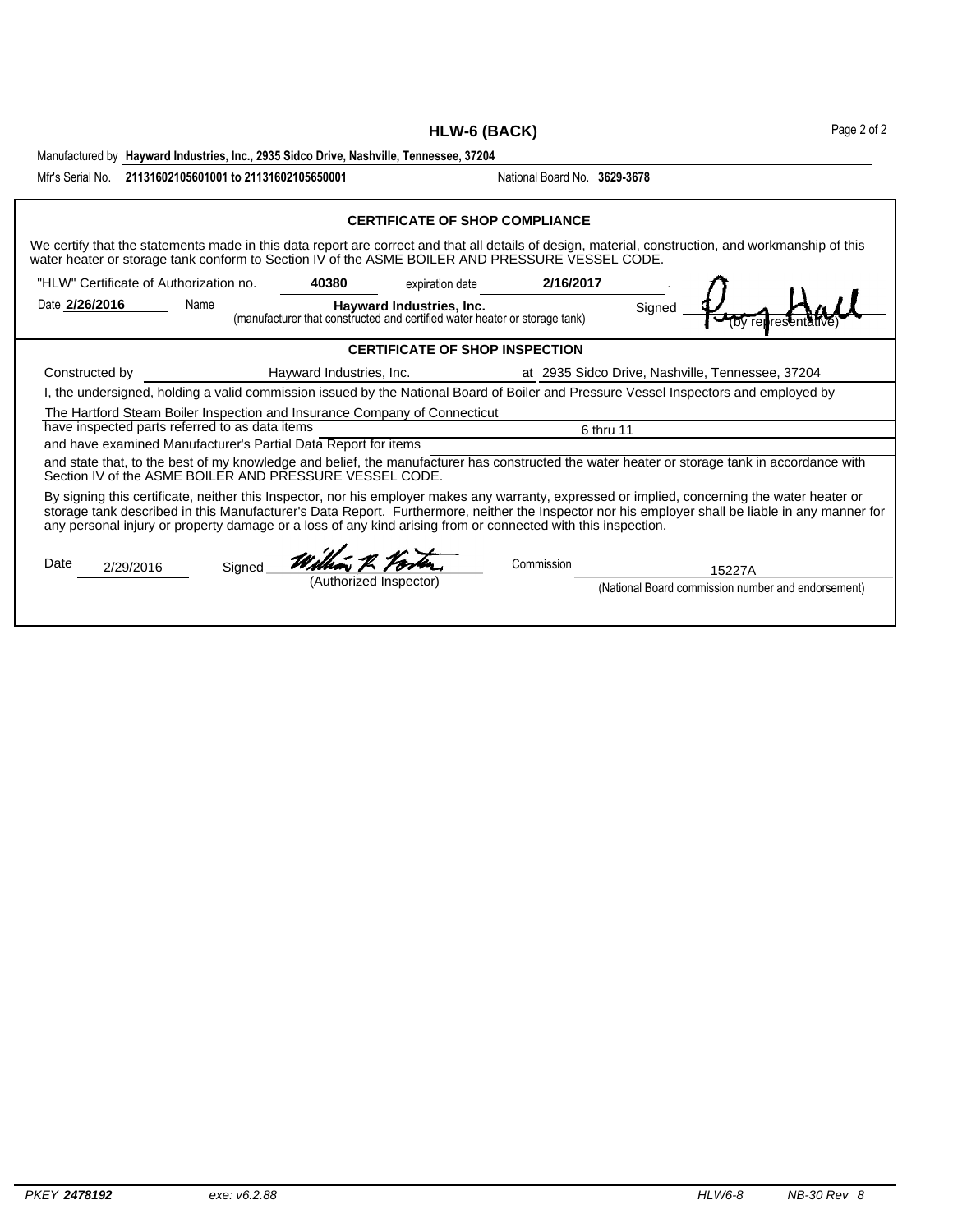# HLW-6 (BACK)

Manufactured by **Hayward Industries, Inc., 2935 Sidco Drive, Nashville, Tennessee, 37204**

Mfr's Serial No. **21131602105601001 to 21131602105650001** National Board No. **3629-3678**

## CERTIFICATE OF SHOP COMPLIANCE

We certify that the statements made in this data report are correct and that all details of design, material, construction, and workmanship of this water heater or storage tank conform to Section IV of the ASME BOILER AND PRESSURE VESSEL CODE.

"HLW" Certificate of Authorization no. **40380** expiration date **2/16/2017**.

Date **2/26/2016** Name **Hayward Industries, Inc.** (manufacturer that constructed and certified water heater or storage tank) Signed Perry Hall (by representative)

## CERTIFICATE OF SHOP INSPECTION

Constructed by Hayward Industries, Inc. at 2935 Sidco Drive, Nashville, Tennessee, 37204

I, the undersigned, holding a valid commission issued by the National Board of Boiler and Pressure Vessel Inspectors and employed by The Hartford Steam Boiler Inspection and Insurance Company of Connecticut

have inspected parts referred to as data items 6 thru 11

and have examined Manufacturer's Partial Data Report for items

and state that, to the best of my knowledge and belief, the manufacturer has constructed the water heater or storage tank in accordance with Section IV of the ASME BOILER AND PRESSURE VESSEL CODE.

By signing this certificate, neither this Inspector, nor his employer makes any warranty, expressed or implied, concerning the water heater or storage tank described in this Manufacturer's Data Report. Furthermore, neither the Inspector nor his employer shall be liable in any manner for any personal injury or property damage or a loss of any kind arising from or connected with this inspection.

Date 2/29/2016 Signed William R. Foster (Authorized Inspector) Commission 15227A (National Board commission number and endorsement)

*PKEY 2478192* *exe: v6.2.88* *HLW6-8* *NB-30 Rev 8*